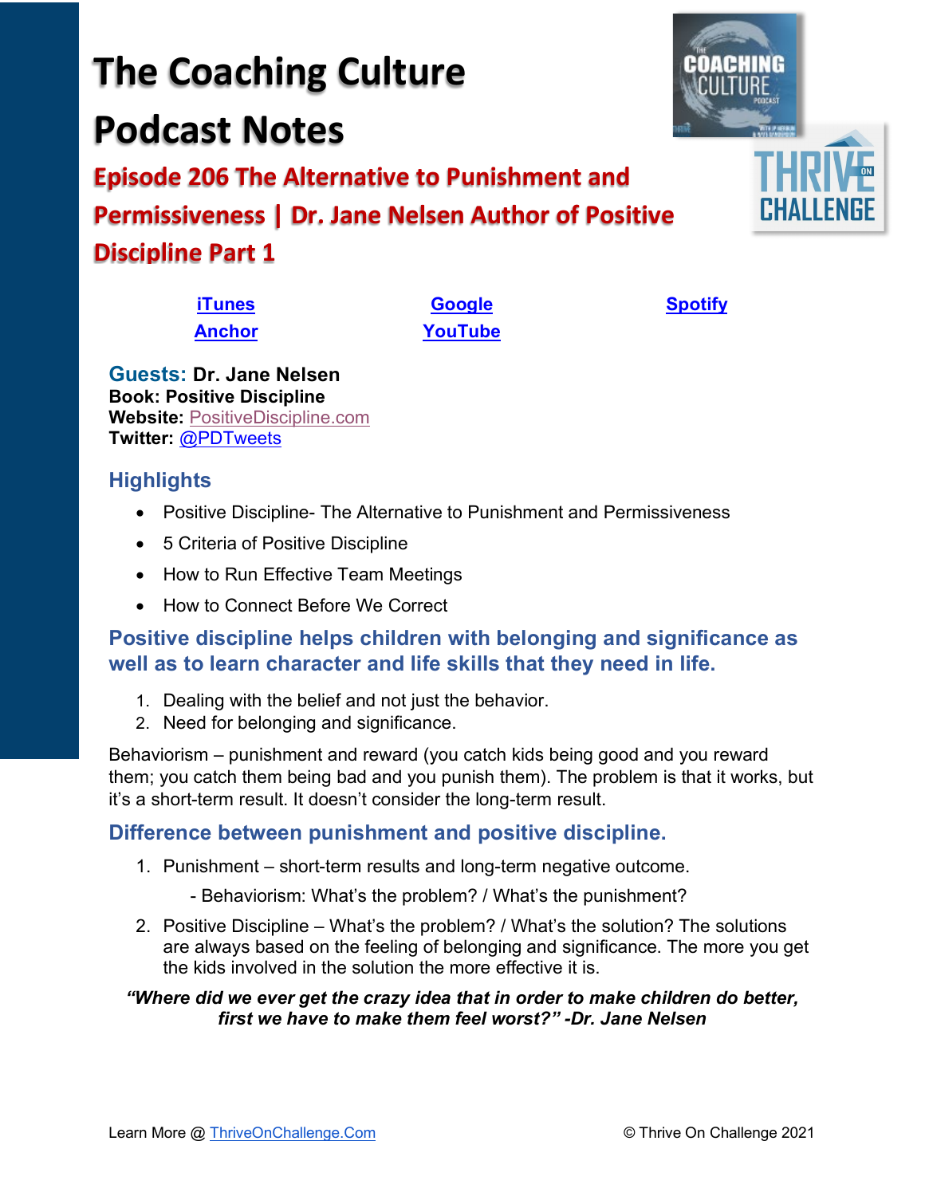# The Coaching Culture Podcast Notes

## Episode 206 The Alternative to Punishment and Permissiveness | Dr. Jane Nelsen Author of Positive Discipline Part 1

iTunes | Google | Spotify
Anchor | YouTube

**Guests: Dr. Jane Nelsen**
**Book: Positive Discipline**
**Website:** PositiveDiscipline.com
**Twitter:** @PDTweets

## Highlights

- Positive Discipline- The Alternative to Punishment and Permissiveness
- 5 Criteria of Positive Discipline
- How to Run Effective Team Meetings
- How to Connect Before We Correct

## Positive discipline helps children with belonging and significance as well as to learn character and life skills that they need in life.

1. Dealing with the belief and not just the behavior.
2. Need for belonging and significance.

Behaviorism – punishment and reward (you catch kids being good and you reward them; you catch them being bad and you punish them). The problem is that it works, but it's a short-term result. It doesn't consider the long-term result.

## Difference between punishment and positive discipline.

1. Punishment – short-term results and long-term negative outcome.
   - Behaviorism: What's the problem? / What's the punishment?
2. Positive Discipline – What's the problem? / What's the solution? The solutions are always based on the feeling of belonging and significance. The more you get the kids involved in the solution the more effective it is.

***"Where did we ever get the crazy idea that in order to make children do better, first we have to make them feel worst?" -Dr. Jane Nelsen***

Learn More @ ThriveOnChallenge.Com

© Thrive On Challenge 2021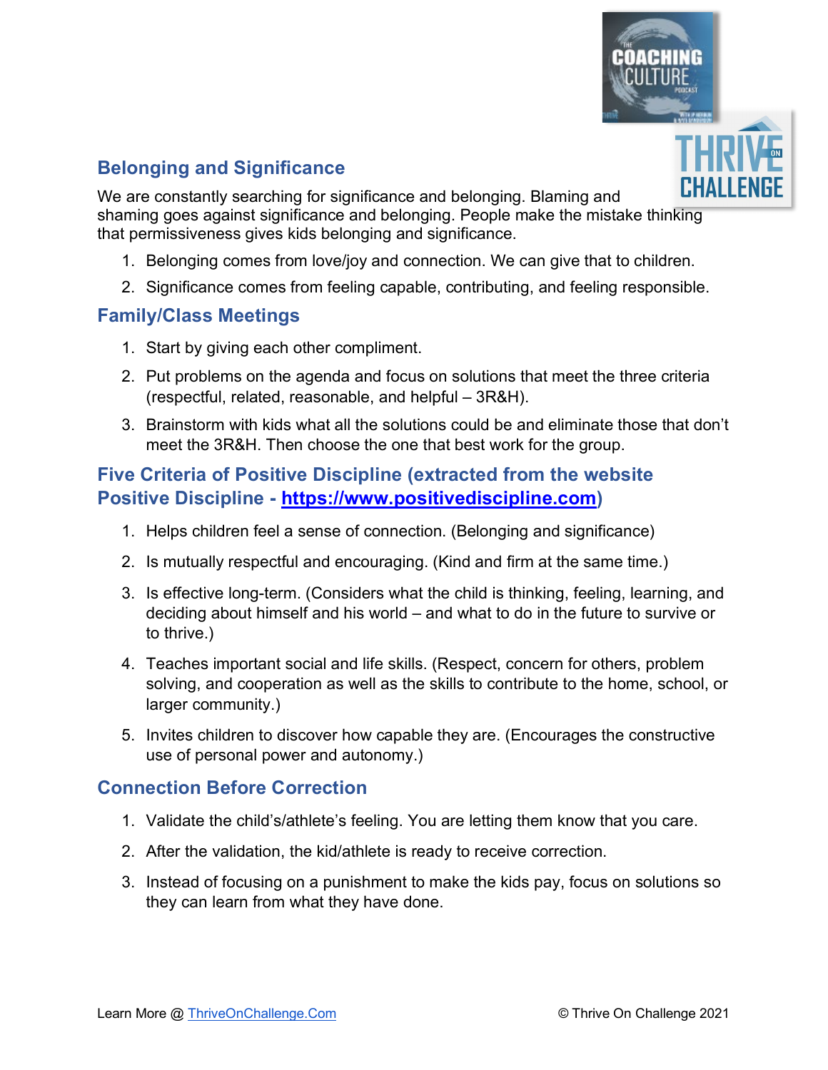## Belonging and Significance

We are constantly searching for significance and belonging. Blaming and shaming goes against significance and belonging. People make the mistake thinking that permissiveness gives kids belonging and significance.

1. Belonging comes from love/joy and connection. We can give that to children.
2. Significance comes from feeling capable, contributing, and feeling responsible.

## Family/Class Meetings

1. Start by giving each other compliment.
2. Put problems on the agenda and focus on solutions that meet the three criteria (respectful, related, reasonable, and helpful – 3R&H).
3. Brainstorm with kids what all the solutions could be and eliminate those that don't meet the 3R&H. Then choose the one that best work for the group.

## Five Criteria of Positive Discipline (extracted from the website Positive Discipline - https://www.positivediscipline.com)

1. Helps children feel a sense of connection. (Belonging and significance)
2. Is mutually respectful and encouraging. (Kind and firm at the same time.)
3. Is effective long-term. (Considers what the child is thinking, feeling, learning, and deciding about himself and his world – and what to do in the future to survive or to thrive.)
4. Teaches important social and life skills. (Respect, concern for others, problem solving, and cooperation as well as the skills to contribute to the home, school, or larger community.)
5. Invites children to discover how capable they are. (Encourages the constructive use of personal power and autonomy.)

## Connection Before Correction

1. Validate the child's/athlete's feeling. You are letting them know that you care.
2. After the validation, the kid/athlete is ready to receive correction.
3. Instead of focusing on a punishment to make the kids pay, focus on solutions so they can learn from what they have done.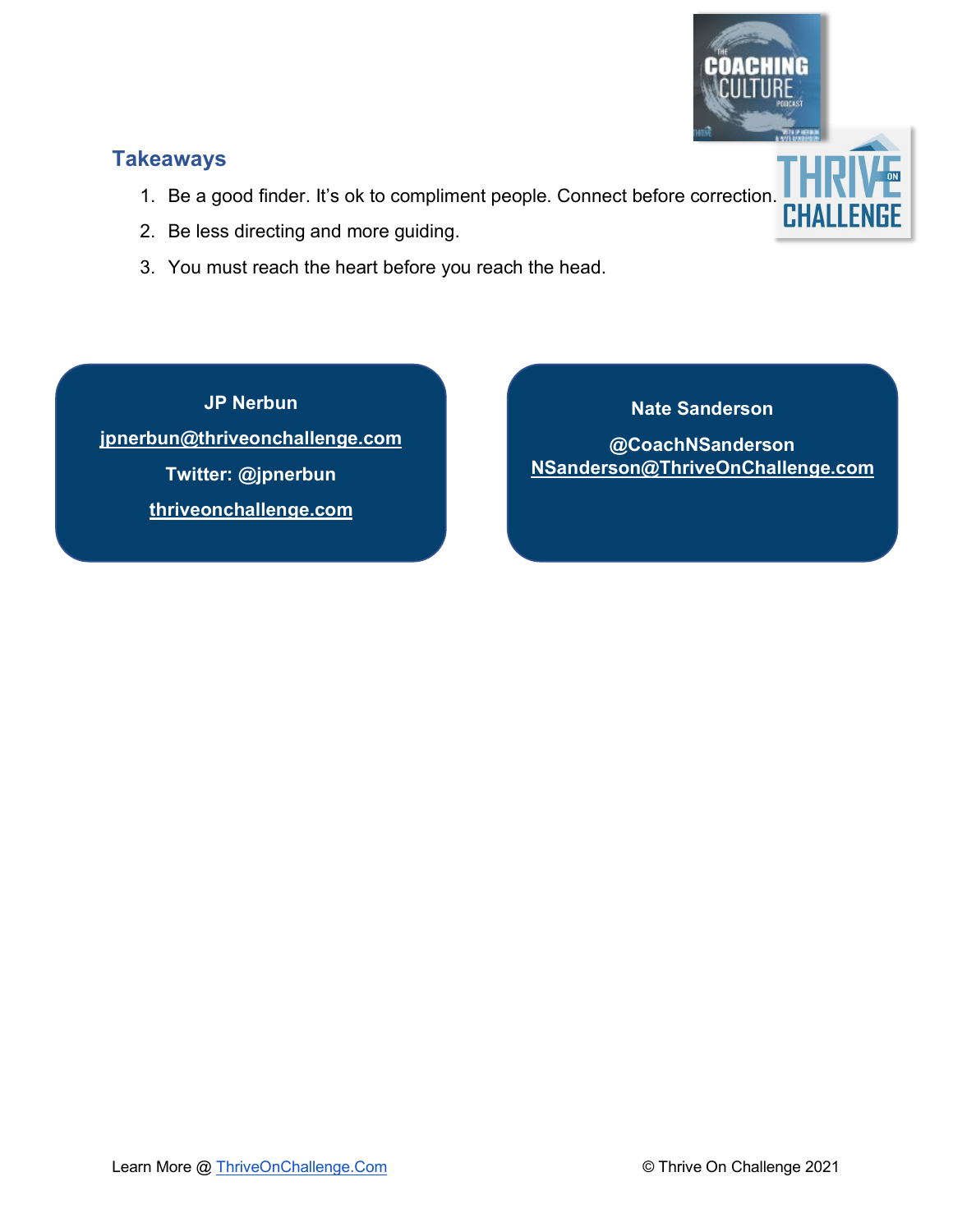## Takeaways

1. Be a good finder. It's ok to compliment people. Connect before correction.
2. Be less directing and more guiding.
3. You must reach the heart before you reach the head.

**JP Nerbun**

**jpnerbun@thriveonchallenge.com**

**Twitter: @jpnerbun**

**thriveonchallenge.com**

**Nate Sanderson**

**@CoachNSanderson**

**NSanderson@ThriveOnChallenge.com**

Learn More @ ThriveOnChallenge.Com

© Thrive On Challenge 2021